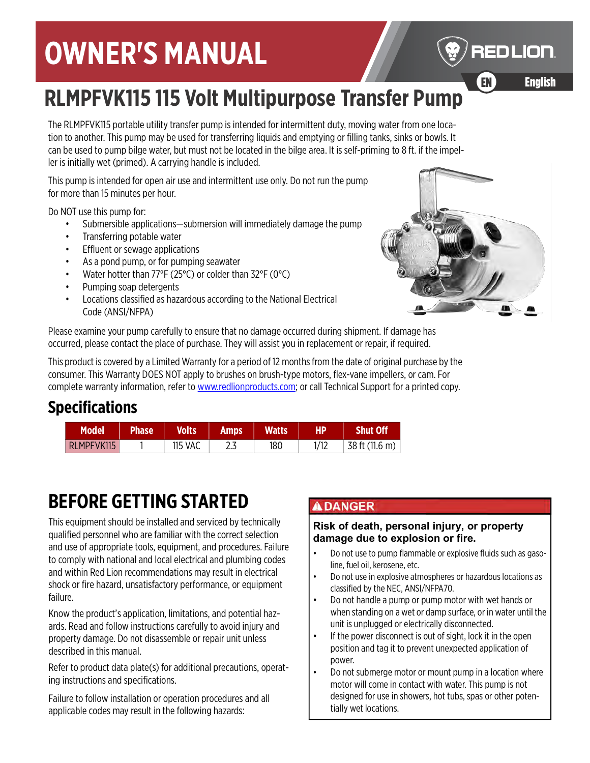# OWNER'S MANUAL

REDLION

EN English

## RLMPFVK115 115 Volt Multipurpose Transfer Pump

The RLMPFVK115 portable utility transfer pump is intended for intermittent duty, moving water from one location to another. This pump may be used for transferring liquids and emptying or filling tanks, sinks or bowls. It can be used to pump bilge water, but must not be located in the bilge area. It is self-priming to 8 ft. if the impeller is initially wet (primed). A carrying handle is included.

This pump is intended for open air use and intermittent use only. Do not run the pump for more than 15 minutes per hour.

Do NOT use this pump for:

- Submersible applications—submersion will immediately damage the pump
- Transferring potable water
- Effluent or sewage applications
- As a pond pump, or for pumping seawater
- Water hotter than 77°F (25°C) or colder than 32°F (0°C)
- Pumping soap detergents
- Locations classified as hazardous according to the National Electrical Code (ANSI/NFPA)

Please examine your pump carefully to ensure that no damage occurred during shipment. If damage has occurred, please contact the place of purchase. They will assist you in replacement or repair, if required.

This product is covered by a Limited Warranty for a period of 12 months from the date of original purchase by the consumer. This Warranty DOES NOT apply to brushes on brush-type motors, flex-vane impellers, or cam. For complete warranty information, refer to www.redlionproducts.com; or call Technical Support for a printed copy.

## Specifications

| Model | Phase | Volts | Amps | Watts | HP | Shut Off |
|---|---|---|---|---|---|---|
| RLMPFVK115 | 1 | 115 VAC | 2.3 | 180 | 1/12 | 38 ft (11.6 m) |

# BEFORE GETTING STARTED

This equipment should be installed and serviced by technically qualified personnel who are familiar with the correct selection and use of appropriate tools, equipment, and procedures. Failure to comply with national and local electrical and plumbing codes and within Red Lion recommendations may result in electrical shock or fire hazard, unsatisfactory performance, or equipment failure.

Know the product's application, limitations, and potential hazards. Read and follow instructions carefully to avoid injury and property damage. Do not disassemble or repair unit unless described in this manual.

Refer to product data plate(s) for additional precautions, operating instructions and specifications.

Failure to follow installation or operation procedures and all applicable codes may result in the following hazards:

**⚠ DANGER**

**Risk of death, personal injury, or property damage due to explosion or fire.**

- Do not use to pump flammable or explosive fluids such as gasoline, fuel oil, kerosene, etc.
- Do not use in explosive atmospheres or hazardous locations as classified by the NEC, ANSI/NFPA70.
- Do not handle a pump or pump motor with wet hands or when standing on a wet or damp surface, or in water until the unit is unplugged or electrically disconnected.
- If the power disconnect is out of sight, lock it in the open position and tag it to prevent unexpected application of power.
- Do not submerge motor or mount pump in a location where motor will come in contact with water. This pump is not designed for use in showers, hot tubs, spas or other potentially wet locations.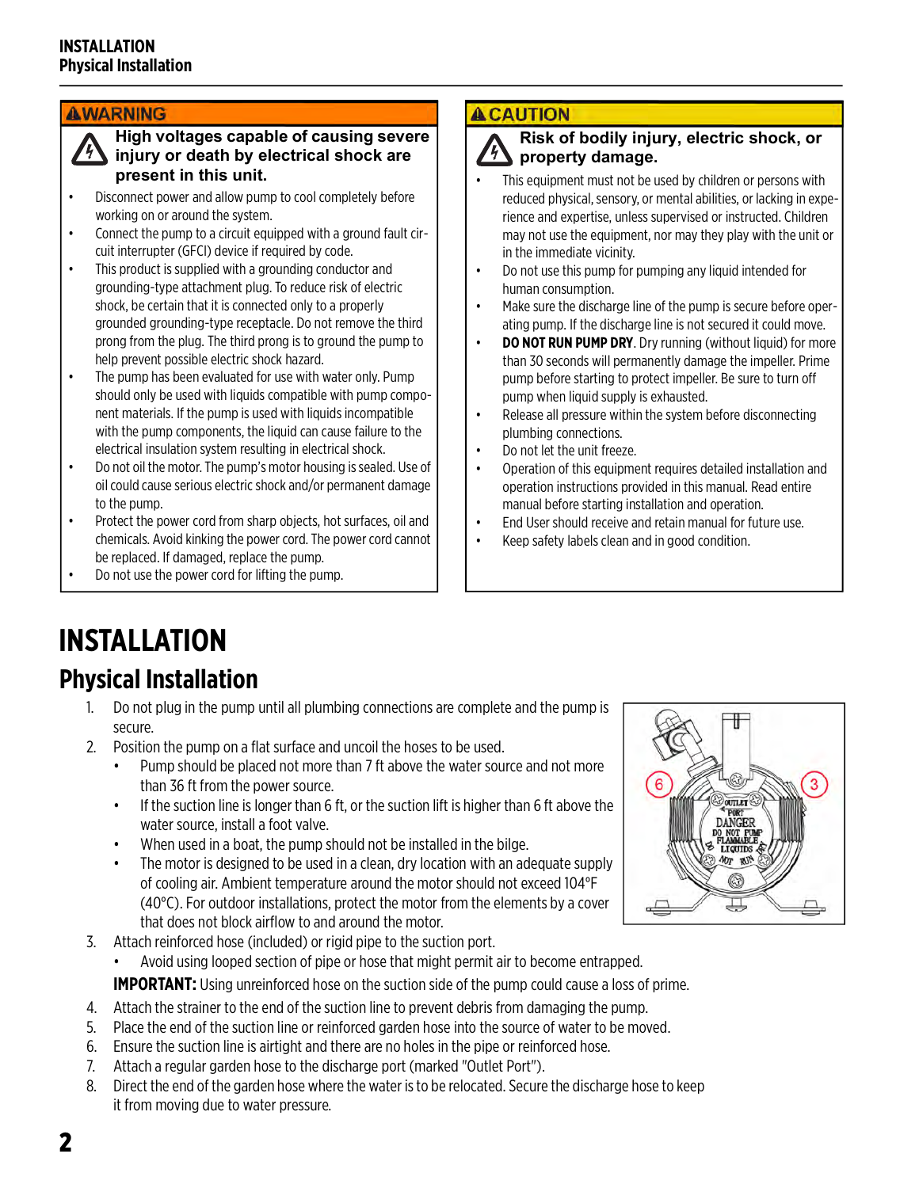**⚠WARNING**

**High voltages capable of causing severe injury or death by electrical shock are present in this unit.**

- Disconnect power and allow pump to cool completely before working on or around the system.
- Connect the pump to a circuit equipped with a ground fault circuit interrupter (GFCI) device if required by code.
- This product is supplied with a grounding conductor and grounding-type attachment plug. To reduce risk of electric shock, be certain that it is connected only to a properly grounded grounding-type receptacle. Do not remove the third prong from the plug. The third prong is to ground the pump to help prevent possible electric shock hazard.
- The pump has been evaluated for use with water only. Pump should only be used with liquids compatible with pump component materials. If the pump is used with liquids incompatible with the pump components, the liquid can cause failure to the electrical insulation system resulting in electrical shock.
- Do not oil the motor. The pump's motor housing is sealed. Use of oil could cause serious electric shock and/or permanent damage to the pump.
- Protect the power cord from sharp objects, hot surfaces, oil and chemicals. Avoid kinking the power cord. The power cord cannot be replaced. If damaged, replace the pump.
- Do not use the power cord for lifting the pump.

**⚠CAUTION**

**Risk of bodily injury, electric shock, or property damage.**

- This equipment must not be used by children or persons with reduced physical, sensory, or mental abilities, or lacking in experience and expertise, unless supervised or instructed. Children may not use the equipment, nor may they play with the unit or in the immediate vicinity.
- Do not use this pump for pumping any liquid intended for human consumption.
- Make sure the discharge line of the pump is secure before operating pump. If the discharge line is not secured it could move.
- **DO NOT RUN PUMP DRY**. Dry running (without liquid) for more than 30 seconds will permanently damage the impeller. Prime pump before starting to protect impeller. Be sure to turn off pump when liquid supply is exhausted.
- Release all pressure within the system before disconnecting plumbing connections.
- Do not let the unit freeze.
- Operation of this equipment requires detailed installation and operation instructions provided in this manual. Read entire manual before starting installation and operation.
- End User should receive and retain manual for future use.
- Keep safety labels clean and in good condition.

# INSTALLATION

## Physical Installation

1. Do not plug in the pump until all plumbing connections are complete and the pump is secure.
2. Position the pump on a flat surface and uncoil the hoses to be used.
   - Pump should be placed not more than 7 ft above the water source and not more than 36 ft from the power source.
   - If the suction line is longer than 6 ft, or the suction lift is higher than 6 ft above the water source, install a foot valve.
   - When used in a boat, the pump should not be installed in the bilge.
   - The motor is designed to be used in a clean, dry location with an adequate supply of cooling air. Ambient temperature around the motor should not exceed 104°F (40°C). For outdoor installations, protect the motor from the elements by a cover that does not block airflow to and around the motor.
3. Attach reinforced hose (included) or rigid pipe to the suction port.
   - Avoid using looped section of pipe or hose that might permit air to become entrapped.

   **IMPORTANT:** Using unreinforced hose on the suction side of the pump could cause a loss of prime.
4. Attach the strainer to the end of the suction line to prevent debris from damaging the pump.
5. Place the end of the suction line or reinforced garden hose into the source of water to be moved.
6. Ensure the suction line is airtight and there are no holes in the pipe or reinforced hose.
7. Attach a regular garden hose to the discharge port (marked "Outlet Port").
8. Direct the end of the garden hose where the water is to be relocated. Secure the discharge hose to keep it from moving due to water pressure.

6
3
OUTLET PORT
DANGER
DO NOT PUMP FLAMMABLE LIQUIDS
DO NOT RUN DRY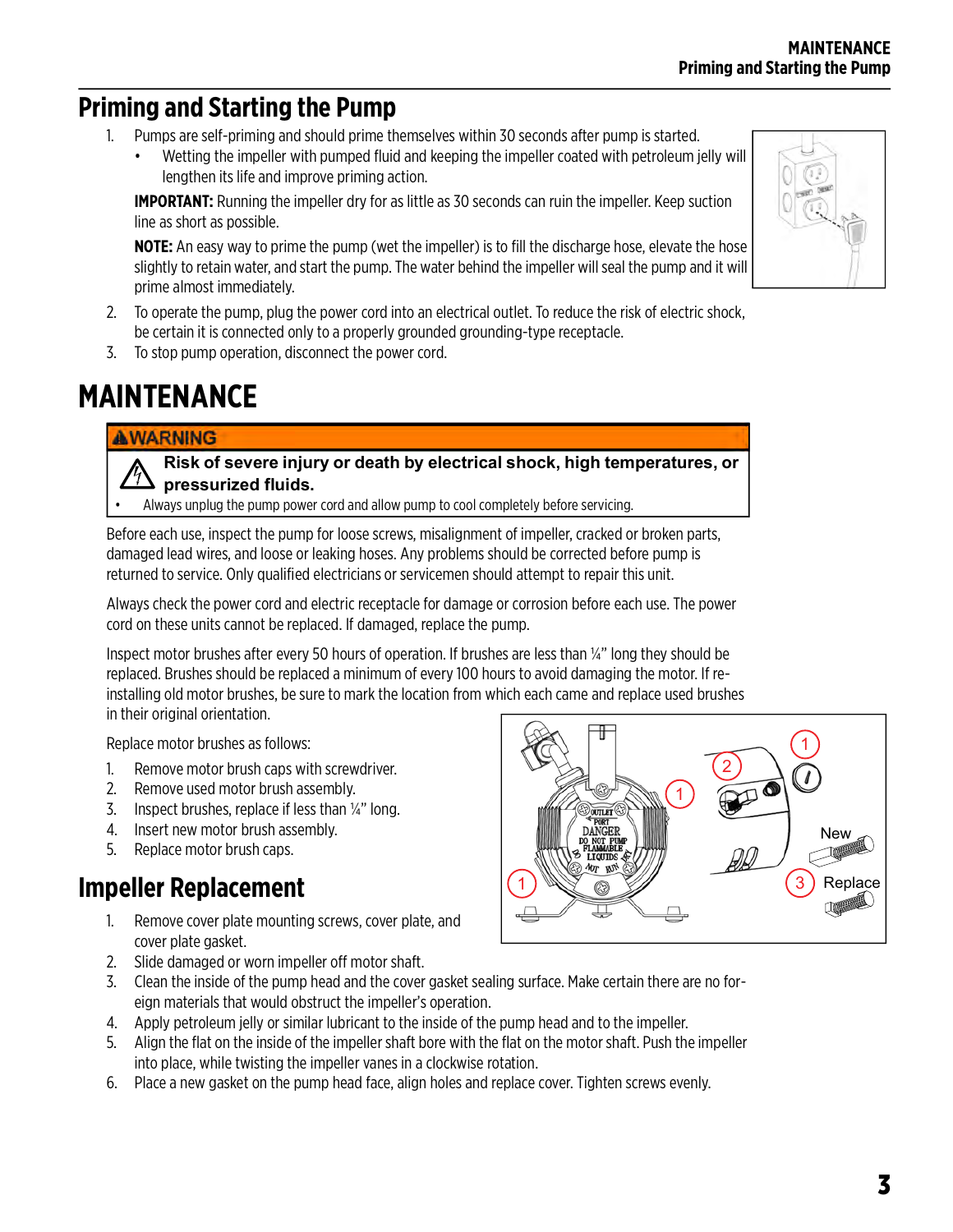## Priming and Starting the Pump

1. Pumps are self-priming and should prime themselves within 30 seconds after pump is started.
   - Wetting the impeller with pumped fluid and keeping the impeller coated with petroleum jelly will lengthen its life and improve priming action.

   **IMPORTANT:** Running the impeller dry for as little as 30 seconds can ruin the impeller. Keep suction line as short as possible.

   **NOTE:** An easy way to prime the pump (wet the impeller) is to fill the discharge hose, elevate the hose slightly to retain water, and start the pump. The water behind the impeller will seal the pump and it will prime almost immediately.
2. To operate the pump, plug the power cord into an electrical outlet. To reduce the risk of electric shock, be certain it is connected only to a properly grounded grounding-type receptacle.
3. To stop pump operation, disconnect the power cord.

# MAINTENANCE

**⚠WARNING**

**Risk of severe injury or death by electrical shock, high temperatures, or pressurized fluids.**

- Always unplug the pump power cord and allow pump to cool completely before servicing.

Before each use, inspect the pump for loose screws, misalignment of impeller, cracked or broken parts, damaged lead wires, and loose or leaking hoses. Any problems should be corrected before pump is returned to service. Only qualified electricians or servicemen should attempt to repair this unit.

Always check the power cord and electric receptacle for damage or corrosion before each use. The power cord on these units cannot be replaced. If damaged, replace the pump.

Inspect motor brushes after every 50 hours of operation. If brushes are less than ¼" long they should be replaced. Brushes should be replaced a minimum of every 100 hours to avoid damaging the motor. If re-installing old motor brushes, be sure to mark the location from which each came and replace used brushes in their original orientation.

Replace motor brushes as follows:

1. Remove motor brush caps with screwdriver.
2. Remove used motor brush assembly.
3. Inspect brushes, replace if less than ¼" long.
4. Insert new motor brush assembly.
5. Replace motor brush caps.

1
2
1
1
New
3 Replace

## Impeller Replacement

1. Remove cover plate mounting screws, cover plate, and cover plate gasket.
2. Slide damaged or worn impeller off motor shaft.
3. Clean the inside of the pump head and the cover gasket sealing surface. Make certain there are no foreign materials that would obstruct the impeller's operation.
4. Apply petroleum jelly or similar lubricant to the inside of the pump head and to the impeller.
5. Align the flat on the inside of the impeller shaft bore with the flat on the motor shaft. Push the impeller into place, while twisting the impeller vanes in a clockwise rotation.
6. Place a new gasket on the pump head face, align holes and replace cover. Tighten screws evenly.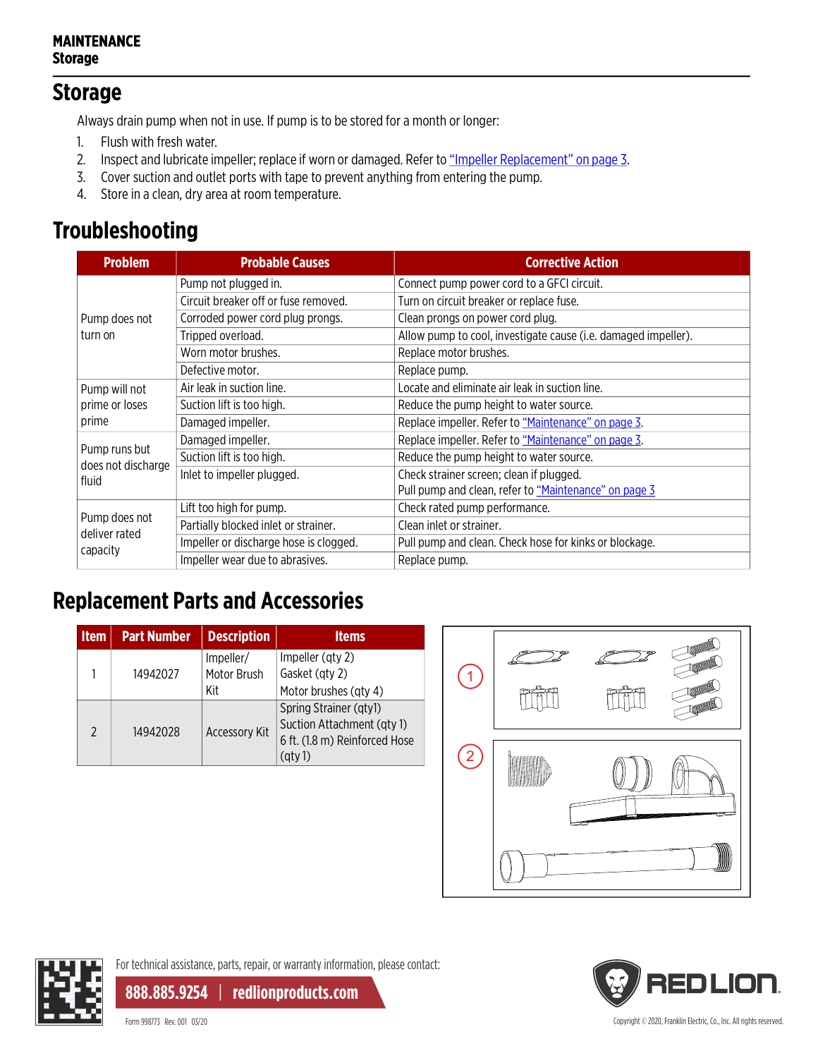## Storage

Always drain pump when not in use. If pump is to be stored for a month or longer:

1. Flush with fresh water.
2. Inspect and lubricate impeller; replace if worn or damaged. Refer to "Impeller Replacement" on page 3.
3. Cover suction and outlet ports with tape to prevent anything from entering the pump.
4. Store in a clean, dry area at room temperature.

## Troubleshooting

| Problem | Probable Causes | Corrective Action |
|---|---|---|
| Pump does not turn on | Pump not plugged in. | Connect pump power cord to a GFCI circuit. |
| | Circuit breaker off or fuse removed. | Turn on circuit breaker or replace fuse. |
| | Corroded power cord plug prongs. | Clean prongs on power cord plug. |
| | Tripped overload. | Allow pump to cool, investigate cause (i.e. damaged impeller). |
| | Worn motor brushes. | Replace motor brushes. |
| | Defective motor. | Replace pump. |
| Pump will not prime or loses prime | Air leak in suction line. | Locate and eliminate air leak in suction line. |
| | Suction lift is too high. | Reduce the pump height to water source. |
| | Damaged impeller. | Replace impeller. Refer to "Maintenance" on page 3. |
| Pump runs but does not discharge fluid | Damaged impeller. | Replace impeller. Refer to "Maintenance" on page 3. |
| | Suction lift is too high. | Reduce the pump height to water source. |
| | Inlet to impeller plugged. | Check strainer screen; clean if plugged.<br>Pull pump and clean, refer to "Maintenance" on page 3 |
| Pump does not deliver rated capacity | Lift too high for pump. | Check rated pump performance. |
| | Partially blocked inlet or strainer. | Clean inlet or strainer. |
| | Impeller or discharge hose is clogged. | Pull pump and clean. Check hose for kinks or blockage. |
| | Impeller wear due to abrasives. | Replace pump. |

## Replacement Parts and Accessories

| Item | Part Number | Description | Items |
|---|---|---|---|
| 1 | 14942027 | Impeller/ Motor Brush Kit | Impeller (qty 2)<br>Gasket (qty 2)<br>Motor brushes (qty 4) |
| 2 | 14942028 | Accessory Kit | Spring Strainer (qty1)<br>Suction Attachment (qty 1)<br>6 ft. (1.8 m) Reinforced Hose (qty 1) |

1

2

For technical assistance, parts, repair, or warranty information, please contact:

888.885.9254 | redlionproducts.com

Form 998773 Rev. 001 03/20

Copyright © 2020, Franklin Electric, Co., Inc. All rights reserved.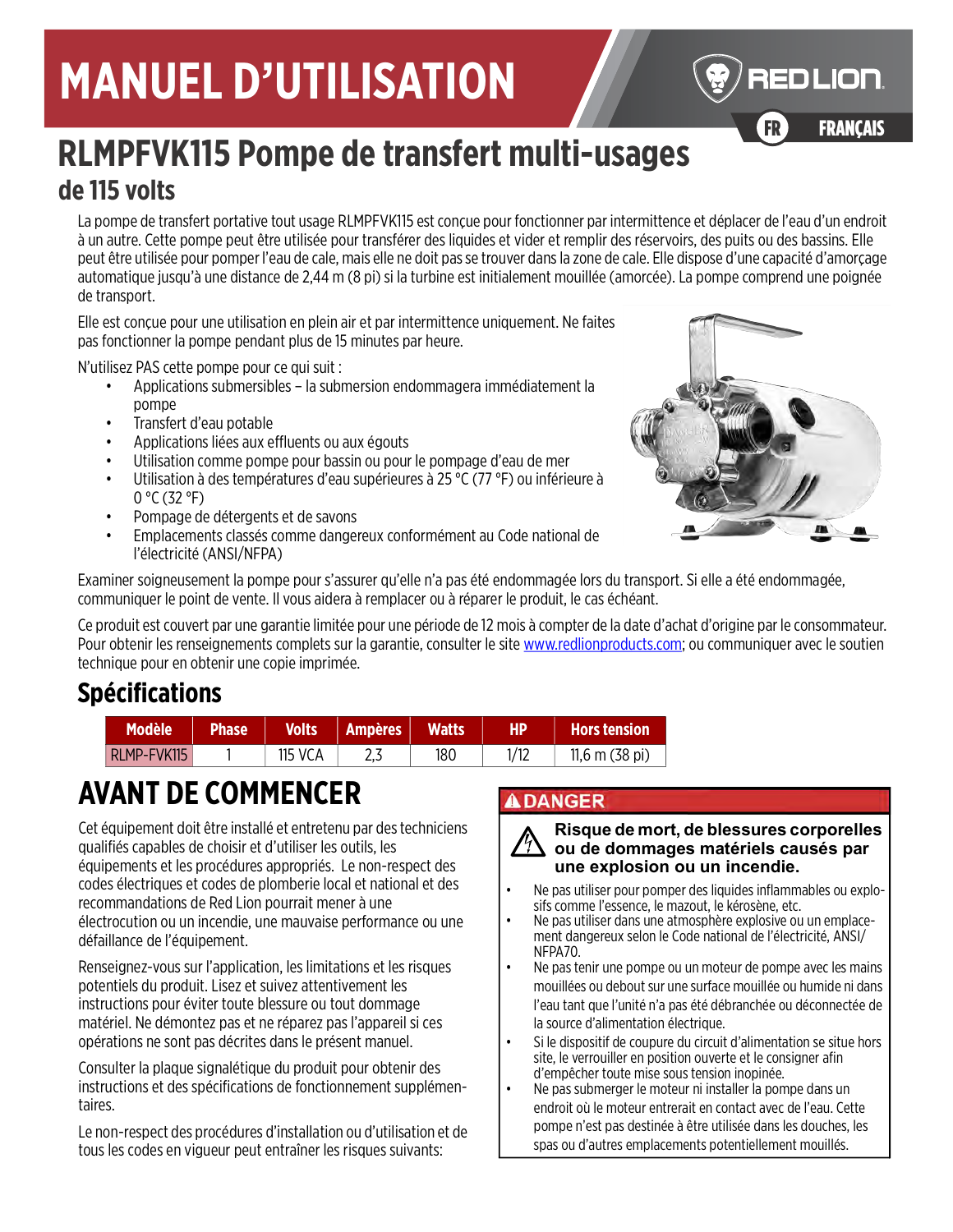# MANUEL D'UTILISATION

RED LION

FR FRANÇAIS

## RLMPFVK115 Pompe de transfert multi-usages de 115 volts

La pompe de transfert portative tout usage RLMPFVK115 est conçue pour fonctionner par intermittence et déplacer de l'eau d'un endroit à un autre. Cette pompe peut être utilisée pour transférer des liquides et vider et remplir des réservoirs, des puits ou des bassins. Elle peut être utilisée pour pomper l'eau de cale, mais elle ne doit pas se trouver dans la zone de cale. Elle dispose d'une capacité d'amorçage automatique jusqu'à une distance de 2,44 m (8 pi) si la turbine est initialement mouillée (amorcée). La pompe comprend une poignée de transport.

Elle est conçue pour une utilisation en plein air et par intermittence uniquement. Ne faites pas fonctionner la pompe pendant plus de 15 minutes par heure.

N'utilisez PAS cette pompe pour ce qui suit :

- Applications submersibles – la submersion endommagera immédiatement la pompe
- Transfert d'eau potable
- Applications liées aux effluents ou aux égouts
- Utilisation comme pompe pour bassin ou pour le pompage d'eau de mer
- Utilisation à des températures d'eau supérieures à 25 °C (77 °F) ou inférieure à 0 °C (32 °F)
- Pompage de détergents et de savons
- Emplacements classés comme dangereux conformément au Code national de l'électricité (ANSI/NFPA)

Examiner soigneusement la pompe pour s'assurer qu'elle n'a pas été endommagée lors du transport. Si elle a été endommagée, communiquer le point de vente. Il vous aidera à remplacer ou à réparer le produit, le cas échéant.

Ce produit est couvert par une garantie limitée pour une période de 12 mois à compter de la date d'achat d'origine par le consommateur. Pour obtenir les renseignements complets sur la garantie, consulter le site www.redlionproducts.com; ou communiquer avec le soutien technique pour en obtenir une copie imprimée.

### Spécifications

| Modèle | Phase | Volts | Ampères | Watts | HP | Hors tension |
|---|---|---|---|---|---|---|
| RLMP-FVK115 | 1 | 115 VCA | 2,3 | 180 | 1/12 | 11,6 m (38 pi) |

## AVANT DE COMMENCER

Cet équipement doit être installé et entretenu par des techniciens qualifiés capables de choisir et d'utiliser les outils, les équipements et les procédures appropriés. Le non-respect des codes électriques et codes de plomberie local et national et des recommandations de Red Lion pourrait mener à une électrocution ou un incendie, une mauvaise performance ou une défaillance de l'équipement.

Renseignez-vous sur l'application, les limitations et les risques potentiels du produit. Lisez et suivez attentivement les instructions pour éviter toute blessure ou tout dommage matériel. Ne démontez pas et ne réparez pas l'appareil si ces opérations ne sont pas décrites dans le présent manuel.

Consulter la plaque signalétique du produit pour obtenir des instructions et des spécifications de fonctionnement supplémentaires.

Le non-respect des procédures d'installation ou d'utilisation et de tous les codes en vigueur peut entraîner les risques suivants:

**⚠ DANGER**

**Risque de mort, de blessures corporelles ou de dommages matériels causés par une explosion ou un incendie.**

- Ne pas utiliser pour pomper des liquides inflammables ou explosifs comme l'essence, le mazout, le kérosène, etc.
- Ne pas utiliser dans une atmosphère explosive ou un emplacement dangereux selon le Code national de l'électricité, ANSI/NFPA70.
- Ne pas tenir une pompe ou un moteur de pompe avec les mains mouillées ou debout sur une surface mouillée ou humide ni dans l'eau tant que l'unité n'a pas été débranchée ou déconnectée de la source d'alimentation électrique.
- Si le dispositif de coupure du circuit d'alimentation se situe hors site, le verrouiller en position ouverte et le consigner afin d'empêcher toute mise sous tension inopinée.
- Ne pas submerger le moteur ni installer la pompe dans un endroit où le moteur entrerait en contact avec de l'eau. Cette pompe n'est pas destinée à être utilisée dans les douches, les spas ou d'autres emplacements potentiellement mouillés.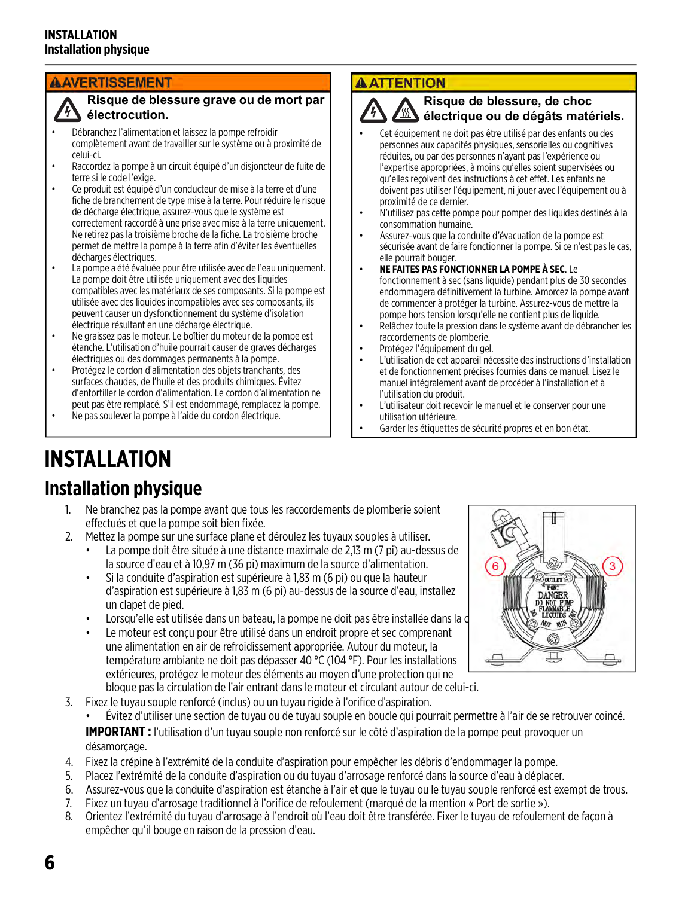**⚠AVERTISSEMENT**

**Risque de blessure grave ou de mort par électrocution.**

- Débranchez l'alimentation et laissez la pompe refroidir complètement avant de travailler sur le système ou à proximité de celui-ci.
- Raccordez la pompe à un circuit équipé d'un disjoncteur de fuite de terre si le code l'exige.
- Ce produit est équipé d'un conducteur de mise à la terre et d'une fiche de branchement de type mise à la terre. Pour réduire le risque de décharge électrique, assurez-vous que le système est correctement raccordé à une prise avec mise à la terre uniquement. Ne retirez pas la troisième broche de la fiche. La troisième broche permet de mettre la pompe à la terre afin d'éviter les éventuelles décharges électriques.
- La pompe a été évaluée pour être utilisée avec de l'eau uniquement. La pompe doit être utilisée uniquement avec des liquides compatibles avec les matériaux de ses composants. Si la pompe est utilisée avec des liquides incompatibles avec ses composants, ils peuvent causer un dysfonctionnement du système d'isolation électrique résultant en une décharge électrique.
- Ne graissez pas le moteur. Le boîtier du moteur de la pompe est étanche. L'utilisation d'huile pourrait causer de graves décharges électriques ou des dommages permanents à la pompe.
- Protégez le cordon d'alimentation des objets tranchants, des surfaces chaudes, de l'huile et des produits chimiques. Évitez d'entortiller le cordon d'alimentation. Le cordon d'alimentation ne peut pas être remplacé. S'il est endommagé, remplacez la pompe.
- Ne pas soulever la pompe à l'aide du cordon électrique.

**⚠ATTENTION**

**Risque de blessure, de choc électrique ou de dégâts matériels.**

- Cet équipement ne doit pas être utilisé par des enfants ou des personnes aux capacités physiques, sensorielles ou cognitives réduites, ou par des personnes n'ayant pas l'expérience ou l'expertise appropriées, à moins qu'elles soient supervisées ou qu'elles reçoivent des instructions à cet effet. Les enfants ne doivent pas utiliser l'équipement, ni jouer avec l'équipement ou à proximité de ce dernier.
- N'utilisez pas cette pompe pour pomper des liquides destinés à la consommation humaine.
- Assurez-vous que la conduite d'évacuation de la pompe est sécurisée avant de faire fonctionner la pompe. Si ce n'est pas le cas, elle pourrait bouger.
- **NE FAITES PAS FONCTIONNER LA POMPE À SEC.** Le fonctionnement à sec (sans liquide) pendant plus de 30 secondes endommagera définitivement la turbine. Amorcez la pompe avant de commencer à protéger la turbine. Assurez-vous de mettre la pompe hors tension lorsqu'elle ne contient plus de liquide.
- Relâchez toute la pression dans le système avant de débrancher les raccordements de plomberie.
- Protégez l'équipement du gel.
- L'utilisation de cet appareil nécessite des instructions d'installation et de fonctionnement précises fournies dans ce manuel. Lisez le manuel intégralement avant de procéder à l'installation et à l'utilisation du produit.
- L'utilisateur doit recevoir le manuel et le conserver pour une utilisation ultérieure.
- Garder les étiquettes de sécurité propres et en bon état.

# INSTALLATION

## Installation physique

1. Ne branchez pas la pompe avant que tous les raccordements de plomberie soient effectués et que la pompe soit bien fixée.
2. Mettez la pompe sur une surface plane et déroulez les tuyaux souples à utiliser.
   - La pompe doit être située à une distance maximale de 2,13 m (7 pi) au-dessus de la source d'eau et à 10,97 m (36 pi) maximum de la source d'alimentation.
   - Si la conduite d'aspiration est supérieure à 1,83 m (6 pi) ou que la hauteur d'aspiration est supérieure à 1,83 m (6 pi) au-dessus de la source d'eau, installez un clapet de pied.
   - Lorsqu'elle est utilisée dans un bateau, la pompe ne doit pas être installée dans la c
   - Le moteur est conçu pour être utilisé dans un endroit propre et sec comprenant une alimentation en air de refroidissement appropriée. Autour du moteur, la température ambiante ne doit pas dépasser 40 °C (104 °F). Pour les installations extérieures, protégez le moteur des éléments au moyen d'une protection qui ne bloque pas la circulation de l'air entrant dans le moteur et circulant autour de celui-ci.
3. Fixez le tuyau souple renforcé (inclus) ou un tuyau rigide à l'orifice d'aspiration.
   - Évitez d'utiliser une section de tuyau ou de tuyau souple en boucle qui pourrait permettre à l'air de se retrouver coincé.

   **IMPORTANT :** l'utilisation d'un tuyau souple non renforcé sur le côté d'aspiration de la pompe peut provoquer un désamorçage.
4. Fixez la crépine à l'extrémité de la conduite d'aspiration pour empêcher les débris d'endommager la pompe.
5. Placez l'extrémité de la conduite d'aspiration ou du tuyau d'arrosage renforcé dans la source d'eau à déplacer.
6. Assurez-vous que la conduite d'aspiration est étanche à l'air et que le tuyau ou le tuyau souple renforcé est exempt de trous.
7. Fixez un tuyau d'arrosage traditionnel à l'orifice de refoulement (marqué de la mention « Port de sortie »).
8. Orientez l'extrémité du tuyau d'arrosage à l'endroit où l'eau doit être transférée. Fixer le tuyau de refoulement de façon à empêcher qu'il bouge en raison de la pression d'eau.

6
3
OUTLET PORT
DANGER
DO NOT PUMP FLAMMABLE LIQUIDS
DO NOT RUN DRY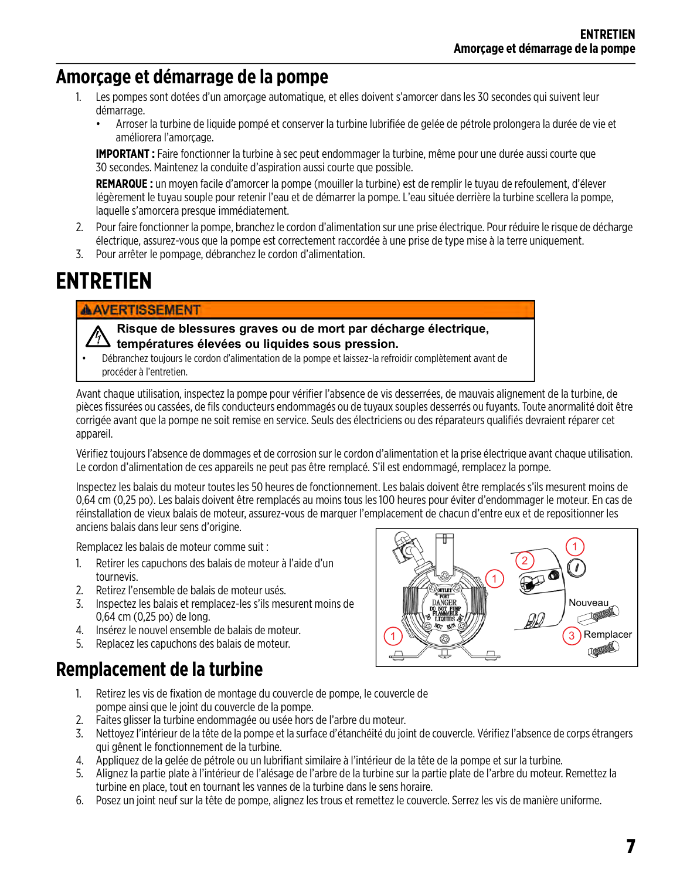# Amorçage et démarrage de la pompe

1. Les pompes sont dotées d'un amorçage automatique, et elles doivent s'amorcer dans les 30 secondes qui suivent leur démarrage.
   - Arroser la turbine de liquide pompé et conserver la turbine lubrifiée de gelée de pétrole prolongera la durée de vie et améliorera l'amorçage.

   **IMPORTANT :** Faire fonctionner la turbine à sec peut endommager la turbine, même pour une durée aussi courte que 30 secondes. Maintenez la conduite d'aspiration aussi courte que possible.

   **REMARQUE :** un moyen facile d'amorcer la pompe (mouiller la turbine) est de remplir le tuyau de refoulement, d'élever légèrement le tuyau souple pour retenir l'eau et de démarrer la pompe. L'eau située derrière la turbine scellera la pompe, laquelle s'amorcera presque immédiatement.
2. Pour faire fonctionner la pompe, branchez le cordon d'alimentation sur une prise électrique. Pour réduire le risque de décharge électrique, assurez-vous que la pompe est correctement raccordée à une prise de type mise à la terre uniquement.
3. Pour arrêter le pompage, débranchez le cordon d'alimentation.

# ENTRETIEN

**⚠AVERTISSEMENT**

**Risque de blessures graves ou de mort par décharge électrique, températures élevées ou liquides sous pression.**

- Débranchez toujours le cordon d'alimentation de la pompe et laissez-la refroidir complètement avant de procéder à l'entretien.

Avant chaque utilisation, inspectez la pompe pour vérifier l'absence de vis desserrées, de mauvais alignement de la turbine, de pièces fissurées ou cassées, de fils conducteurs endommagés ou de tuyaux souples desserrés ou fuyants. Toute anormalité doit être corrigée avant que la pompe ne soit remise en service. Seuls des électriciens ou des réparateurs qualifiés devraient réparer cet appareil.

Vérifiez toujours l'absence de dommages et de corrosion sur le cordon d'alimentation et la prise électrique avant chaque utilisation. Le cordon d'alimentation de ces appareils ne peut pas être remplacé. S'il est endommagé, remplacez la pompe.

Inspectez les balais du moteur toutes les 50 heures de fonctionnement. Les balais doivent être remplacés s'ils mesurent moins de 0,64 cm (0,25 po). Les balais doivent être remplacés au moins tous les 100 heures pour éviter d'endommager le moteur. En cas de réinstallation de vieux balais de moteur, assurez-vous de marquer l'emplacement de chacun d'entre eux et de repositionner les anciens balais dans leur sens d'origine.

Remplacez les balais de moteur comme suit :

1. Retirer les capuchons des balais de moteur à l'aide d'un tournevis.
2. Retirez l'ensemble de balais de moteur usés.
3. Inspectez les balais et remplacez-les s'ils mesurent moins de 0,64 cm (0,25 po) de long.
4. Insérez le nouvel ensemble de balais de moteur.
5. Replacez les capuchons des balais de moteur.

Nouveau

Remplacer

## Remplacement de la turbine

1. Retirez les vis de fixation de montage du couvercle de pompe, le couvercle de pompe ainsi que le joint du couvercle de la pompe.
2. Faites glisser la turbine endommagée ou usée hors de l'arbre du moteur.
3. Nettoyez l'intérieur de la tête de la pompe et la surface d'étanchéité du joint de couvercle. Vérifiez l'absence de corps étrangers qui gênent le fonctionnement de la turbine.
4. Appliquez de la gelée de pétrole ou un lubrifiant similaire à l'intérieur de la tête de la pompe et sur la turbine.
5. Alignez la partie plate à l'intérieur de l'alésage de l'arbre de la turbine sur la partie plate de l'arbre du moteur. Remettez la turbine en place, tout en tournant les vannes de la turbine dans le sens horaire.
6. Posez un joint neuf sur la tête de pompe, alignez les trous et remettez le couvercle. Serrez les vis de manière uniforme.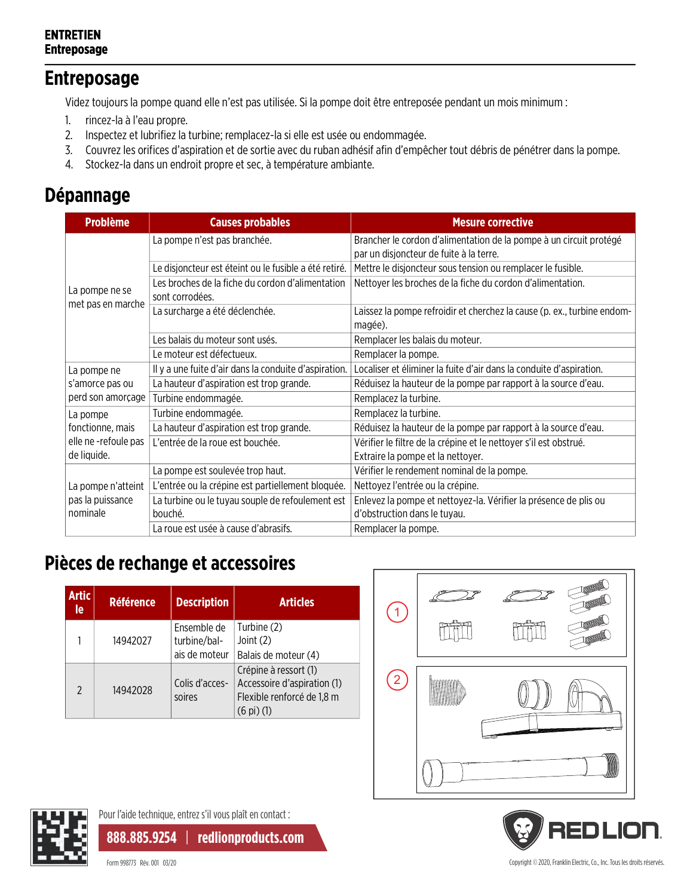# Entreposage

Videz toujours la pompe quand elle n'est pas utilisée. Si la pompe doit être entreposée pendant un mois minimum :

1. rincez-la à l'eau propre.
2. Inspectez et lubrifiez la turbine; remplacez-la si elle est usée ou endommagée.
3. Couvrez les orifices d'aspiration et de sortie avec du ruban adhésif afin d'empêcher tout débris de pénétrer dans la pompe.
4. Stockez-la dans un endroit propre et sec, à température ambiante.

# Dépannage

| Problème | Causes probables | Mesure corrective |
|---|---|---|
| La pompe ne se met pas en marche | La pompe n'est pas branchée. | Brancher le cordon d'alimentation de la pompe à un circuit protégé par un disjoncteur de fuite à la terre. |
| | Le disjoncteur est éteint ou le fusible a été retiré. | Mettre le disjoncteur sous tension ou remplacer le fusible. |
| | Les broches de la fiche du cordon d'alimentation sont corrodées. | Nettoyer les broches de la fiche du cordon d'alimentation. |
| | La surcharge a été déclenchée. | Laissez la pompe refroidir et cherchez la cause (p. ex., turbine endommagée). |
| | Les balais du moteur sont usés. | Remplacer les balais du moteur. |
| | Le moteur est défectueux. | Remplacer la pompe. |
| La pompe ne s'amorce pas ou perd son amorçage | Il y a une fuite d'air dans la conduite d'aspiration. | Localiser et éliminer la fuite d'air dans la conduite d'aspiration. |
| | La hauteur d'aspiration est trop grande. | Réduisez la hauteur de la pompe par rapport à la source d'eau. |
| | Turbine endommagée. | Remplacez la turbine. |
| La pompe fonctionne, mais elle ne -refoule pas de liquide. | Turbine endommagée. | Remplacez la turbine. |
| | La hauteur d'aspiration est trop grande. | Réduisez la hauteur de la pompe par rapport à la source d'eau. |
| | L'entrée de la roue est bouchée. | Vérifier le filtre de la crépine et le nettoyer s'il est obstrué. Extraire la pompe et la nettoyer. |
| La pompe n'atteint pas la puissance nominale | La pompe est soulevée trop haut. | Vérifier le rendement nominal de la pompe. |
| | L'entrée ou la crépine est partiellement bloquée. | Nettoyez l'entrée ou la crépine. |
| | La turbine ou le tuyau souple de refoulement est bouché. | Enlevez la pompe et nettoyez-la. Vérifier la présence de plis ou d'obstruction dans le tuyau. |
| | La roue est usée à cause d'abrasifs. | Remplacer la pompe. |

# Pièces de rechange et accessoires

| Article | Référence | Description | Articles |
|---|---|---|---|
| 1 | 14942027 | Ensemble de turbine/balais de moteur | Turbine (2)<br>Joint (2)<br>Balais de moteur (4) |
| 2 | 14942028 | Colis d'accessoires | Crépine à ressort (1)<br>Accessoire d'aspiration (1)<br>Flexible renforcé de 1,8 m (6 pi) (1) |

1

2

Pour l'aide technique, entrez s'il vous plaît en contact :

**888.885.9254 | redlionproducts.com**

Form 998773 Rév. 001 03/20

RED LION

Copyright © 2020, Franklin Electric, Co., Inc. Tous les droits réservés.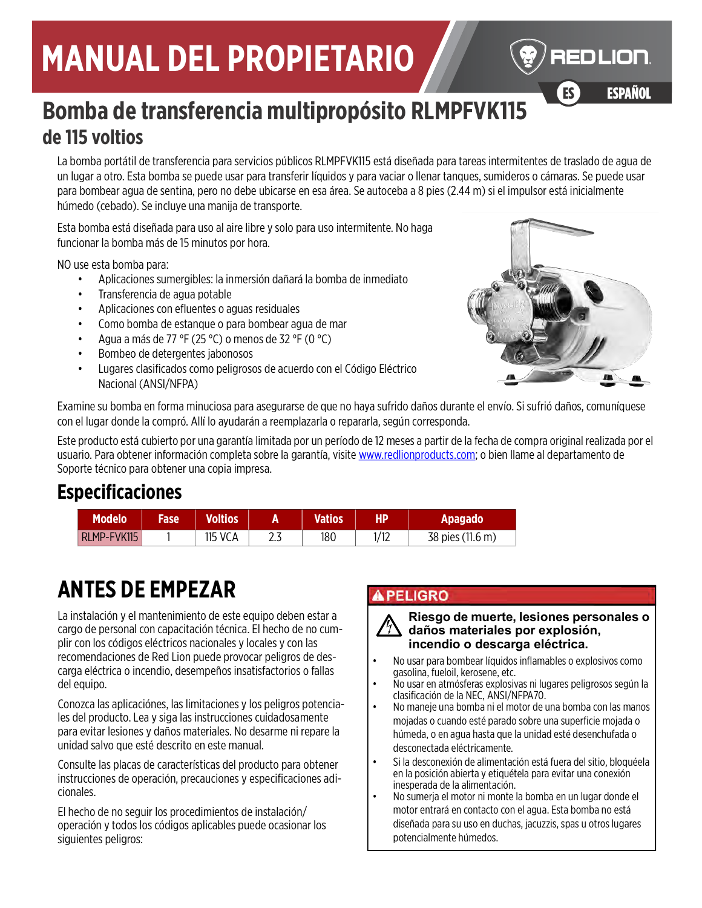# MANUAL DEL PROPIETARIO

RED LION

ES ESPAÑOL

## Bomba de transferencia multipropósito RLMPFVK115 de 115 voltios

La bomba portátil de transferencia para servicios públicos RLMPFVK115 está diseñada para tareas intermitentes de traslado de agua de un lugar a otro. Esta bomba se puede usar para transferir líquidos y para vaciar o llenar tanques, sumideros o cámaras. Se puede usar para bombear agua de sentina, pero no debe ubicarse en esa área. Se autoceba a 8 pies (2.44 m) si el impulsor está inicialmente húmedo (cebado). Se incluye una manija de transporte.

Esta bomba está diseñada para uso al aire libre y solo para uso intermitente. No haga funcionar la bomba más de 15 minutos por hora.

NO use esta bomba para:

- Aplicaciones sumergibles: la inmersión dañará la bomba de inmediato
- Transferencia de agua potable
- Aplicaciones con efluentes o aguas residuales
- Como bomba de estanque o para bombear agua de mar
- Agua a más de 77 °F (25 °C) o menos de 32 °F (0 °C)
- Bombeo de detergentes jabonosos
- Lugares clasificados como peligrosos de acuerdo con el Código Eléctrico Nacional (ANSI/NFPA)

Examine su bomba en forma minuciosa para asegurarse de que no haya sufrido daños durante el envío. Si sufrió daños, comuníquese con el lugar donde la compró. Allí lo ayudarán a reemplazarla o repararla, según corresponda.

Este producto está cubierto por una garantía limitada por un período de 12 meses a partir de la fecha de compra original realizada por el usuario. Para obtener información completa sobre la garantía, visite www.redlionproducts.com; o bien llame al departamento de Soporte técnico para obtener una copia impresa.

## Especificaciones

| Modelo | Fase | Voltios | A | Vatios | HP | Apagado |
|---|---|---|---|---|---|---|
| RLMP-FVK115 | 1 | 115 VCA | 2.3 | 180 | 1/12 | 38 pies (11.6 m) |

# ANTES DE EMPEZAR

La instalación y el mantenimiento de este equipo deben estar a cargo de personal con capacitación técnica. El hecho de no cumplir con los códigos eléctricos nacionales y locales y con las recomendaciones de Red Lion puede provocar peligros de descarga eléctrica o incendio, desempeños insatisfactorios o fallas del equipo.

Conozca las aplicaciónes, las limitaciones y los peligros potenciales del producto. Lea y siga las instrucciones cuidadosamente para evitar lesiones y daños materiales. No desarme ni repare la unidad salvo que esté descrito en este manual.

Consulte las placas de características del producto para obtener instrucciones de operación, precauciones y especificaciones adicionales.

El hecho de no seguir los procedimientos de instalación/ operación y todos los códigos aplicables puede ocasionar los siguientes peligros:

**⚠PELIGRO**

**Riesgo de muerte, lesiones personales o daños materiales por explosión, incendio o descarga eléctrica.**

- No usar para bombear líquidos inflamables o explosivos como gasolina, fueloil, kerosene, etc.
- No usar en atmósferas explosivas ni lugares peligrosos según la clasificación de la NEC, ANSI/NFPA70.
- No maneje una bomba ni el motor de una bomba con las manos mojadas o cuando esté parado sobre una superficie mojada o húmeda, o en agua hasta que la unidad esté desenchufada o desconectada eléctricamente.
- Si la desconexión de alimentación está fuera del sitio, bloquéela en la posición abierta y etiquétela para evitar una conexión inesperada de la alimentación.
- No sumerja el motor ni monte la bomba en un lugar donde el motor entrará en contacto con el agua. Esta bomba no está diseñada para su uso en duchas, jacuzzis, spas u otros lugares potencialmente húmedos.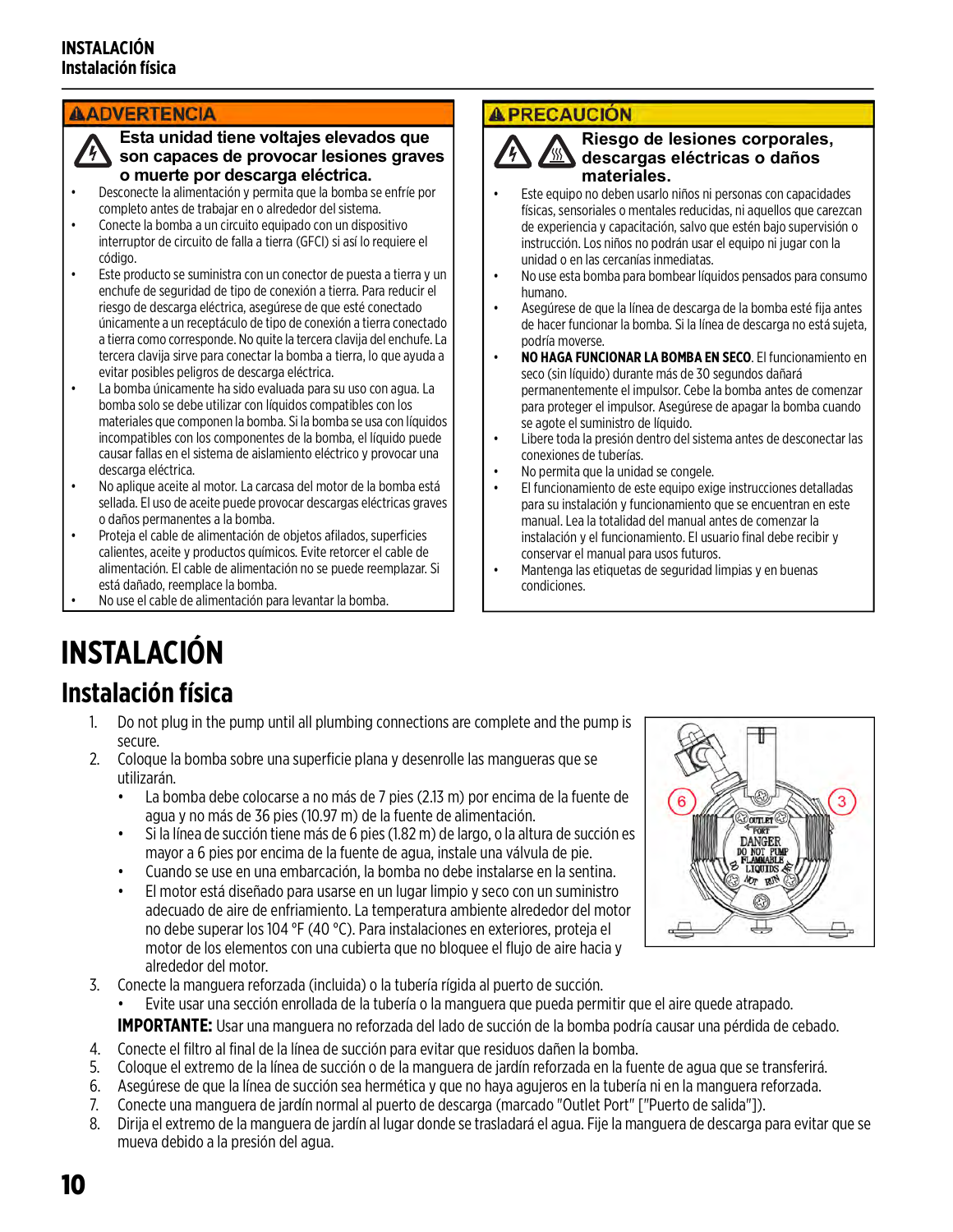**⚠ADVERTENCIA**

**Esta unidad tiene voltajes elevados que son capaces de provocar lesiones graves o muerte por descarga eléctrica.**

- Desconecte la alimentación y permita que la bomba se enfríe por completo antes de trabajar en o alrededor del sistema.
- Conecte la bomba a un circuito equipado con un dispositivo interruptor de circuito de falla a tierra (GFCI) si así lo requiere el código.
- Este producto se suministra con un conector de puesta a tierra y un enchufe de seguridad de tipo de conexión a tierra. Para reducir el riesgo de descarga eléctrica, asegúrese de que esté conectado únicamente a un receptáculo de tipo de conexión a tierra conectado a tierra como corresponde. No quite la tercera clavija del enchufe. La tercera clavija sirve para conectar la bomba a tierra, lo que ayuda a evitar posibles peligros de descarga eléctrica.
- La bomba únicamente ha sido evaluada para su uso con agua. La bomba solo se debe utilizar con líquidos compatibles con los materiales que componen la bomba. Si la bomba se usa con líquidos incompatibles con los componentes de la bomba, el líquido puede causar fallas en el sistema de aislamiento eléctrico y provocar una descarga eléctrica.
- No aplique aceite al motor. La carcasa del motor de la bomba está sellada. El uso de aceite puede provocar descargas eléctricas graves o daños permanentes a la bomba.
- Proteja el cable de alimentación de objetos afilados, superficies calientes, aceite y productos químicos. Evite retorcer el cable de alimentación. El cable de alimentación no se puede reemplazar. Si está dañado, reemplace la bomba.
- No use el cable de alimentación para levantar la bomba.

**⚠PRECAUCIÓN**

**Riesgo de lesiones corporales, descargas eléctricas o daños materiales.**

- Este equipo no deben usarlo niños ni personas con capacidades físicas, sensoriales o mentales reducidas, ni aquellos que carezcan de experiencia y capacitación, salvo que estén bajo supervisión o instrucción. Los niños no podrán usar el equipo ni jugar con la unidad o en las cercanías inmediatas.
- No use esta bomba para bombear líquidos pensados para consumo humano.
- Asegúrese de que la línea de descarga de la bomba esté fija antes de hacer funcionar la bomba. Si la línea de descarga no está sujeta, podría moverse.
- **NO HAGA FUNCIONAR LA BOMBA EN SECO**. El funcionamiento en seco (sin líquido) durante más de 30 segundos dañará permanentemente el impulsor. Cebe la bomba antes de comenzar para proteger el impulsor. Asegúrese de apagar la bomba cuando se agote el suministro de líquido.
- Libere toda la presión dentro del sistema antes de desconectar las conexiones de tuberías.
- No permita que la unidad se congele.
- El funcionamiento de este equipo exige instrucciones detalladas para su instalación y funcionamiento que se encuentran en este manual. Lea la totalidad del manual antes de comenzar la instalación y el funcionamiento. El usuario final debe recibir y conservar el manual para usos futuros.
- Mantenga las etiquetas de seguridad limpias y en buenas condiciones.

# INSTALACIÓN

## Instalación física

1. Do not plug in the pump until all plumbing connections are complete and the pump is secure.
2. Coloque la bomba sobre una superficie plana y desenrolle las mangueras que se utilizarán.
   - La bomba debe colocarse a no más de 7 pies (2.13 m) por encima de la fuente de agua y no más de 36 pies (10.97 m) de la fuente de alimentación.
   - Si la línea de succión tiene más de 6 pies (1.82 m) de largo, o la altura de succión es mayor a 6 pies por encima de la fuente de agua, instale una válvula de pie.
   - Cuando se use en una embarcación, la bomba no debe instalarse en la sentina.
   - El motor está diseñado para usarse en un lugar limpio y seco con un suministro adecuado de aire de enfriamiento. La temperatura ambiente alrededor del motor no debe superar los 104 °F (40 °C). Para instalaciones en exteriores, proteja el motor de los elementos con una cubierta que no bloquee el flujo de aire hacia y alrededor del motor.
3. Conecte la manguera reforzada (incluida) o la tubería rígida al puerto de succión.
   - Evite usar una sección enrollada de la tubería o la manguera que pueda permitir que el aire quede atrapado.

   **IMPORTANTE:** Usar una manguera no reforzada del lado de succión de la bomba podría causar una pérdida de cebado.
4. Conecte el filtro al final de la línea de succión para evitar que residuos dañen la bomba.
5. Coloque el extremo de la línea de succión o de la manguera de jardín reforzada en la fuente de agua que se transferirá.
6. Asegúrese de que la línea de succión sea hermética y que no haya agujeros en la tubería ni en la manguera reforzada.
7. Conecte una manguera de jardín normal al puerto de descarga (marcado "Outlet Port" ["Puerto de salida"]).
8. Dirija el extremo de la manguera de jardín al lugar donde se trasladará el agua. Fije la manguera de descarga para evitar que se mueva debido a la presión del agua.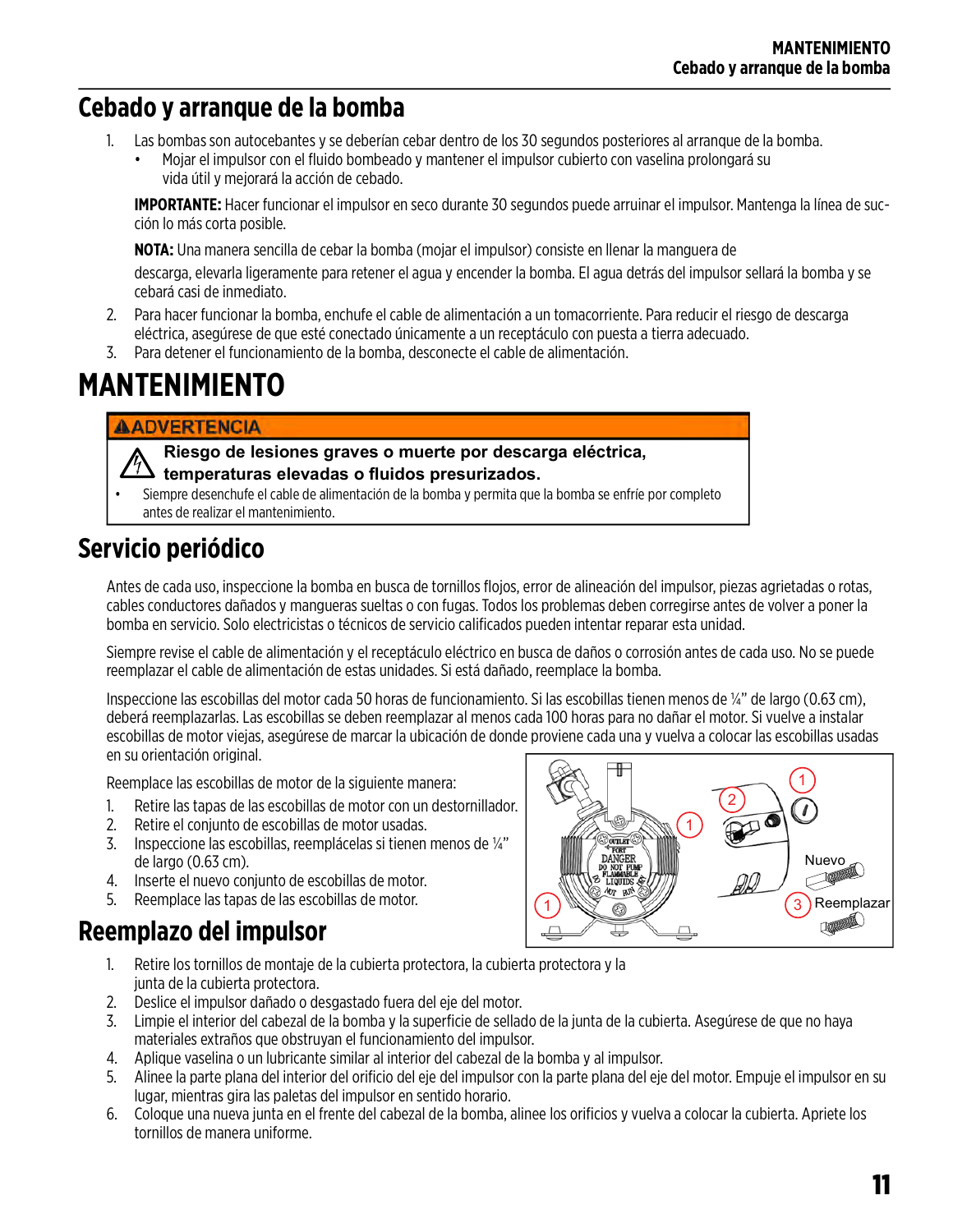# Cebado y arranque de la bomba

1. Las bombas son autocebantes y se deberían cebar dentro de los 30 segundos posteriores al arranque de la bomba.
   - Mojar el impulsor con el fluido bombeado y mantener el impulsor cubierto con vaselina prolongará su vida útil y mejorará la acción de cebado.

   **IMPORTANTE:** Hacer funcionar el impulsor en seco durante 30 segundos puede arruinar el impulsor. Mantenga la línea de succión lo más corta posible.

   **NOTA:** Una manera sencilla de cebar la bomba (mojar el impulsor) consiste en llenar la manguera de descarga, elevarla ligeramente para retener el agua y encender la bomba. El agua detrás del impulsor sellará la bomba y se cebará casi de inmediato.
2. Para hacer funcionar la bomba, enchufe el cable de alimentación a un tomacorriente. Para reducir el riesgo de descarga eléctrica, asegúrese de que esté conectado únicamente a un receptáculo con puesta a tierra adecuado.
3. Para detener el funcionamiento de la bomba, desconecte el cable de alimentación.

# MANTENIMIENTO

**⚠ADVERTENCIA**

**Riesgo de lesiones graves o muerte por descarga eléctrica, temperaturas elevadas o fluidos presurizados.**

- Siempre desenchufe el cable de alimentación de la bomba y permita que la bomba se enfríe por completo antes de realizar el mantenimiento.

## Servicio periódico

Antes de cada uso, inspeccione la bomba en busca de tornillos flojos, error de alineación del impulsor, piezas agrietadas o rotas, cables conductores dañados y mangueras sueltas o con fugas. Todos los problemas deben corregirse antes de volver a poner la bomba en servicio. Solo electricistas o técnicos de servicio calificados pueden intentar reparar esta unidad.

Siempre revise el cable de alimentación y el receptáculo eléctrico en busca de daños o corrosión antes de cada uso. No se puede reemplazar el cable de alimentación de estas unidades. Si está dañado, reemplace la bomba.

Inspeccione las escobillas del motor cada 50 horas de funcionamiento. Si las escobillas tienen menos de ¼" de largo (0.63 cm), deberá reemplazarlas. Las escobillas se deben reemplazar al menos cada 100 horas para no dañar el motor. Si vuelve a instalar escobillas de motor viejas, asegúrese de marcar la ubicación de donde proviene cada una y vuelva a colocar las escobillas usadas en su orientación original.

Reemplace las escobillas de motor de la siguiente manera:

1. Retire las tapas de las escobillas de motor con un destornillador.
2. Retire el conjunto de escobillas de motor usadas.
3. Inspeccione las escobillas, reemplácelas si tienen menos de ¼" de largo (0.63 cm).
4. Inserte el nuevo conjunto de escobillas de motor.
5. Reemplace las tapas de las escobillas de motor.

1
2
1
1
Nuevo
3 Reemplazar

## Reemplazo del impulsor

1. Retire los tornillos de montaje de la cubierta protectora, la cubierta protectora y la junta de la cubierta protectora.
2. Deslice el impulsor dañado o desgastado fuera del eje del motor.
3. Limpie el interior del cabezal de la bomba y la superficie de sellado de la junta de la cubierta. Asegúrese de que no haya materiales extraños que obstruyan el funcionamiento del impulsor.
4. Aplique vaselina o un lubricante similar al interior del cabezal de la bomba y al impulsor.
5. Alinee la parte plana del interior del orificio del eje del impulsor con la parte plana del eje del motor. Empuje el impulsor en su lugar, mientras gira las paletas del impulsor en sentido horario.
6. Coloque una nueva junta en el frente del cabezal de la bomba, alinee los orificios y vuelva a colocar la cubierta. Apriete los tornillos de manera uniforme.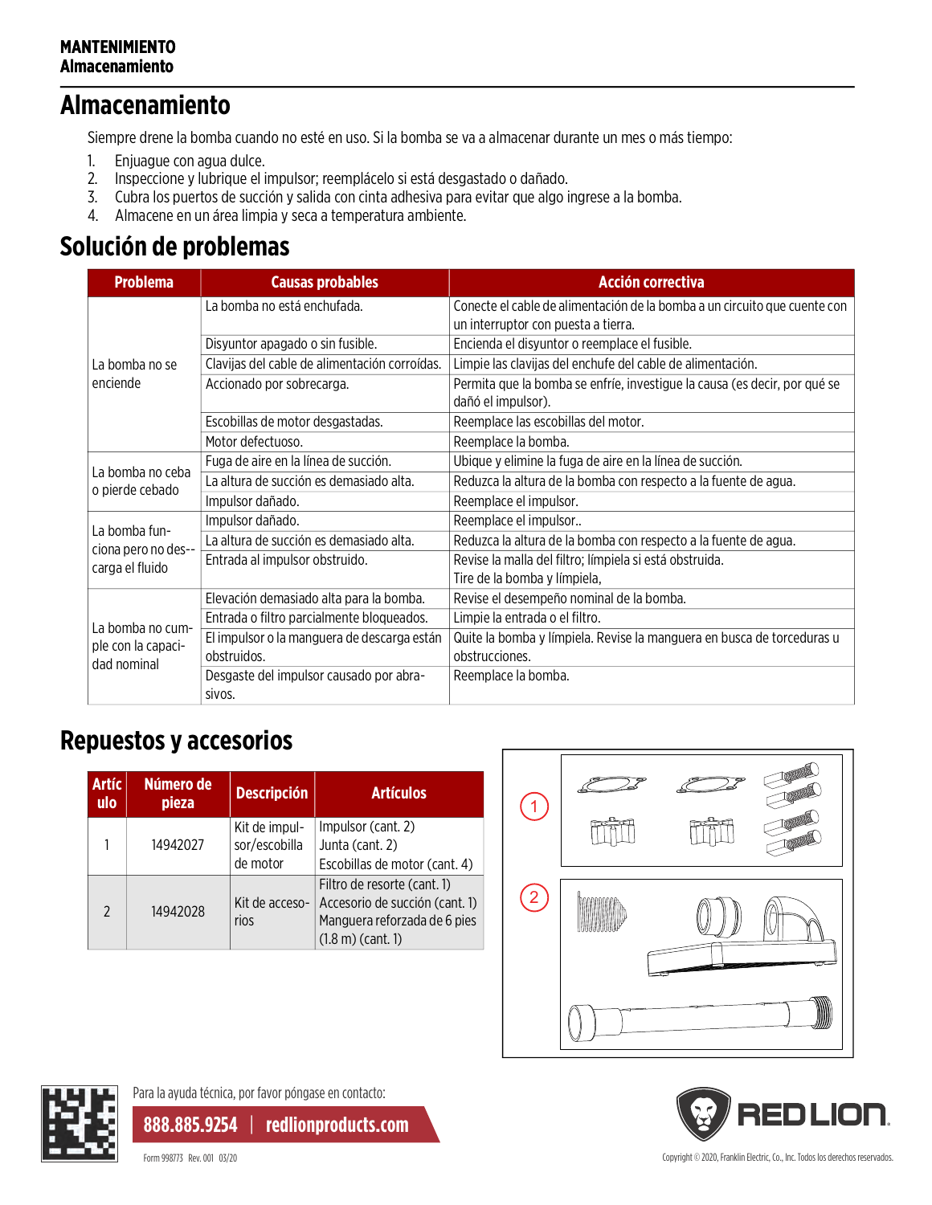## Almacenamiento

Siempre drene la bomba cuando no esté en uso. Si la bomba se va a almacenar durante un mes o más tiempo:

1. Enjuague con agua dulce.
2. Inspeccione y lubrique el impulsor; reemplácelo si está desgastado o dañado.
3. Cubra los puertos de succión y salida con cinta adhesiva para evitar que algo ingrese a la bomba.
4. Almacene en un área limpia y seca a temperatura ambiente.

## Solución de problemas

| Problema | Causas probables | Acción correctiva |
|---|---|---|
| La bomba no se enciende | La bomba no está enchufada. | Conecte el cable de alimentación de la bomba a un circuito que cuente con un interruptor con puesta a tierra. |
| | Disyuntor apagado o sin fusible. | Encienda el disyuntor o reemplace el fusible. |
| | Clavijas del cable de alimentación corroídas. | Limpie las clavijas del enchufe del cable de alimentación. |
| | Accionado por sobrecarga. | Permita que la bomba se enfríe, investigue la causa (es decir, por qué se dañó el impulsor). |
| | Escobillas de motor desgastadas. | Reemplace las escobillas del motor. |
| | Motor defectuoso. | Reemplace la bomba. |
| La bomba no ceba o pierde cebado | Fuga de aire en la línea de succión. | Ubique y elimine la fuga de aire en la línea de succión. |
| | La altura de succión es demasiado alta. | Reduzca la altura de la bomba con respecto a la fuente de agua. |
| | Impulsor dañado. | Reemplace el impulsor. |
| La bomba funciona pero no descarga el fluido | Impulsor dañado. | Reemplace el impulsor.. |
| | La altura de succión es demasiado alta. | Reduzca la altura de la bomba con respecto a la fuente de agua. |
| | Entrada al impulsor obstruido. | Revise la malla del filtro; límpiela si está obstruida. Tire de la bomba y límpiela, |
| La bomba no cumple con la capacidad nominal | Elevación demasiado alta para la bomba. | Revise el desempeño nominal de la bomba. |
| | Entrada o filtro parcialmente bloqueados. | Limpie la entrada o el filtro. |
| | El impulsor o la manguera de descarga están obstruidos. | Quite la bomba y límpiela. Revise la manguera en busca de torceduras u obstrucciones. |
| | Desgaste del impulsor causado por abrasivos. | Reemplace la bomba. |

## Repuestos y accesorios

| Artículo | Número de pieza | Descripción | Artículos |
|---|---|---|---|
| 1 | 14942027 | Kit de impulsor/escobilla de motor | Impulsor (cant. 2)<br>Junta (cant. 2)<br>Escobillas de motor (cant. 4) |
| 2 | 14942028 | Kit de accesorios | Filtro de resorte (cant. 1)<br>Accesorio de succión (cant. 1)<br>Manguera reforzada de 6 pies (1.8 m) (cant. 1) |

1

2

Para la ayuda técnica, por favor póngase en contacto:

**888.885.9254 | redlionproducts.com**

Form 998773 Rev. 001 03/20

RED LION

Copyright © 2020, Franklin Electric, Co., Inc. Todos los derechos reservados.